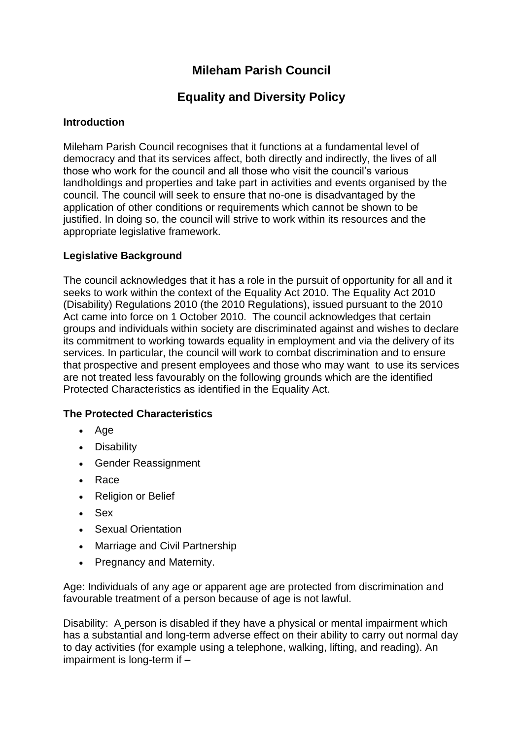# Mileham Parish Council

## Equality and Diversity Policy

### Introduction

Mileham Parish Council recognises that it functions at a fundamental level of democracy and that its services affect, both directly and indirectly, the lives of all those who work for the council and all those who visit the council's various landholdings and properties and take part in activities and events organised by the council. The council will seek to ensure that no-one is disadvantaged by the application of other conditions or requirements which cannot be shown to be justified. In doing so, the council will strive to work within its resources and the appropriate legislative framework.

### Legislative Background

The council acknowledges that it has a role in the pursuit of opportunity for all and it seeks to work within the context of the Equality Act 2010. The Equality Act 2010 (Disability) Regulations 2010 (the 2010 Regulations), issued pursuant to the 2010 Act came into force on 1 October 2010. The council acknowledges that certain groups and individuals within society are discriminated against and wishes to declare its commitment to working towards equality in employment and via the delivery of its services. In particular, the council will work to combat discrimination and to ensure that prospective and present employees and those who may want to use its services are not treated less favourably on the following grounds which are the identified Protected Characteristics as identified in the Equality Act.

### The Protected Characteristics

- Age
- Disability
- Gender Reassignment
- Race
- Religion or Belief
- Sex
- Sexual Orientation
- Marriage and Civil Partnership
- Pregnancy and Maternity.

Age: Individuals of any age or apparent age are protected from discrimination and favourable treatment of a person because of age is not lawful.

Disability: A person is disabled if they have a physical or mental impairment which has a substantial and long-term adverse effect on their ability to carry out normal day to day activities (for example using a telephone, walking, lifting, and reading). An impairment is long-term if –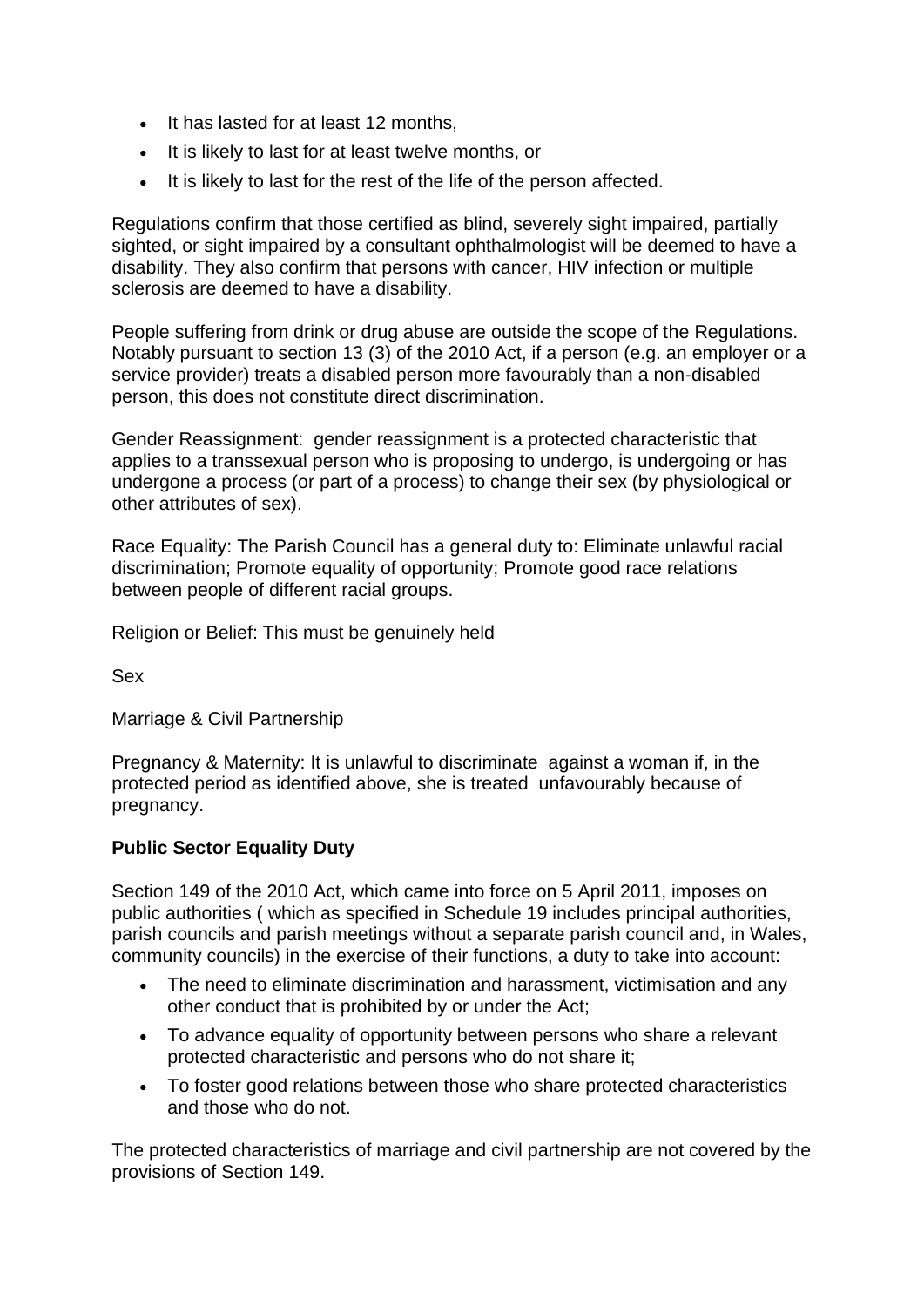- It has lasted for at least 12 months,
- It is likely to last for at least twelve months, or
- It is likely to last for the rest of the life of the person affected.

Regulations confirm that those certified as blind, severely sight impaired, partially sighted, or sight impaired by a consultant ophthalmologist will be deemed to have a disability. They also confirm that persons with cancer, HIV infection or multiple sclerosis are deemed to have a disability.

People suffering from drink or drug abuse are outside the scope of the Regulations. Notably pursuant to section 13 (3) of the 2010 Act, if a person (e.g. an employer or a service provider) treats a disabled person more favourably than a non-disabled person, this does not constitute direct discrimination.

Gender Reassignment: gender reassignment is a protected characteristic that applies to a transsexual person who is proposing to undergo, is undergoing or has undergone a process (or part of a process) to change their sex (by physiological or other attributes of sex).

Race Equality: The Parish Council has a general duty to: Eliminate unlawful racial discrimination; Promote equality of opportunity; Promote good race relations between people of different racial groups.

Religion or Belief: This must be genuinely held

Sex

Marriage & Civil Partnership

Pregnancy & Maternity: It is unlawful to discriminate against a woman if, in the protected period as identified above, she is treated unfavourably because of pregnancy.

**Public Sector Equality Duty**

Section 149 of the 2010 Act, which came into force on 5 April 2011, imposes on public authorities ( which as specified in Schedule 19 includes principal authorities, parish councils and parish meetings without a separate parish council and, in Wales, community councils) in the exercise of their functions, a duty to take into account:

- The need to eliminate discrimination and harassment, victimisation and any other conduct that is prohibited by or under the Act;
- To advance equality of opportunity between persons who share a relevant protected characteristic and persons who do not share it;
- To foster good relations between those who share protected characteristics and those who do not.

The protected characteristics of marriage and civil partnership are not covered by the provisions of Section 149.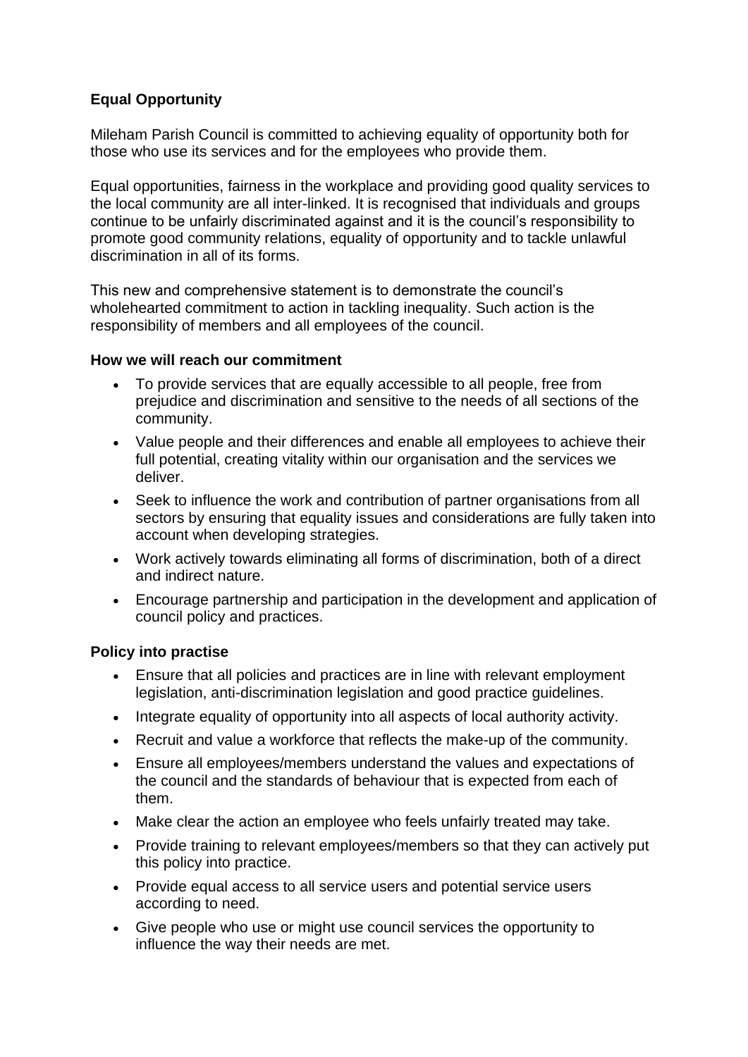## Equal Opportunity

Mileham Parish Council is committed to achieving equality of opportunity both for those who use its services and for the employees who provide them.

Equal opportunities, fairness in the workplace and providing good quality services to the local community are all inter-linked. It is recognised that individuals and groups continue to be unfairly discriminated against and it is the council's responsibility to promote good community relations, equality of opportunity and to tackle unlawful discrimination in all of its forms.

This new and comprehensive statement is to demonstrate the council's wholehearted commitment to action in tackling inequality. Such action is the responsibility of members and all employees of the council.

### How we will reach our commitment

- To provide services that are equally accessible to all people, free from prejudice and discrimination and sensitive to the needs of all sections of the community.
- Value people and their differences and enable all employees to achieve their full potential, creating vitality within our organisation and the services we deliver.
- Seek to influence the work and contribution of partner organisations from all sectors by ensuring that equality issues and considerations are fully taken into account when developing strategies.
- Work actively towards eliminating all forms of discrimination, both of a direct and indirect nature.
- Encourage partnership and participation in the development and application of council policy and practices.

### Policy into practise

- Ensure that all policies and practices are in line with relevant employment legislation, anti-discrimination legislation and good practice guidelines.
- Integrate equality of opportunity into all aspects of local authority activity.
- Recruit and value a workforce that reflects the make-up of the community.
- Ensure all employees/members understand the values and expectations of the council and the standards of behaviour that is expected from each of them.
- Make clear the action an employee who feels unfairly treated may take.
- Provide training to relevant employees/members so that they can actively put this policy into practice.
- Provide equal access to all service users and potential service users according to need.
- Give people who use or might use council services the opportunity to influence the way their needs are met.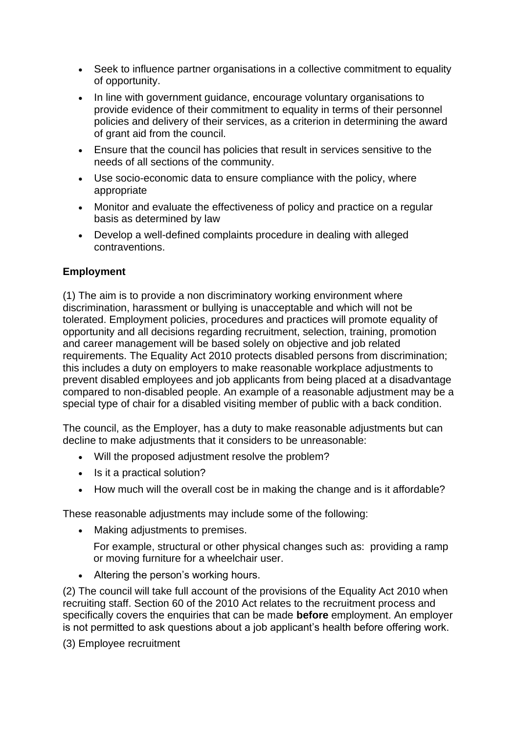- Seek to influence partner organisations in a collective commitment to equality of opportunity.
- In line with government guidance, encourage voluntary organisations to provide evidence of their commitment to equality in terms of their personnel policies and delivery of their services, as a criterion in determining the award of grant aid from the council.
- Ensure that the council has policies that result in services sensitive to the needs of all sections of the community.
- Use socio-economic data to ensure compliance with the policy, where appropriate
- Monitor and evaluate the effectiveness of policy and practice on a regular basis as determined by law
- Develop a well-defined complaints procedure in dealing with alleged contraventions.

**Employment**

(1) The aim is to provide a non discriminatory working environment where discrimination, harassment or bullying is unacceptable and which will not be tolerated. Employment policies, procedures and practices will promote equality of opportunity and all decisions regarding recruitment, selection, training, promotion and career management will be based solely on objective and job related requirements. The Equality Act 2010 protects disabled persons from discrimination; this includes a duty on employers to make reasonable workplace adjustments to prevent disabled employees and job applicants from being placed at a disadvantage compared to non-disabled people. An example of a reasonable adjustment may be a special type of chair for a disabled visiting member of public with a back condition.

The council, as the Employer, has a duty to make reasonable adjustments but can decline to make adjustments that it considers to be unreasonable:

- Will the proposed adjustment resolve the problem?
- Is it a practical solution?
- How much will the overall cost be in making the change and is it affordable?

These reasonable adjustments may include some of the following:

- Making adjustments to premises.

  For example, structural or other physical changes such as: providing a ramp or moving furniture for a wheelchair user.

- Altering the person's working hours.

(2) The council will take full account of the provisions of the Equality Act 2010 when recruiting staff. Section 60 of the 2010 Act relates to the recruitment process and specifically covers the enquiries that can be made **before** employment. An employer is not permitted to ask questions about a job applicant's health before offering work.

(3) Employee recruitment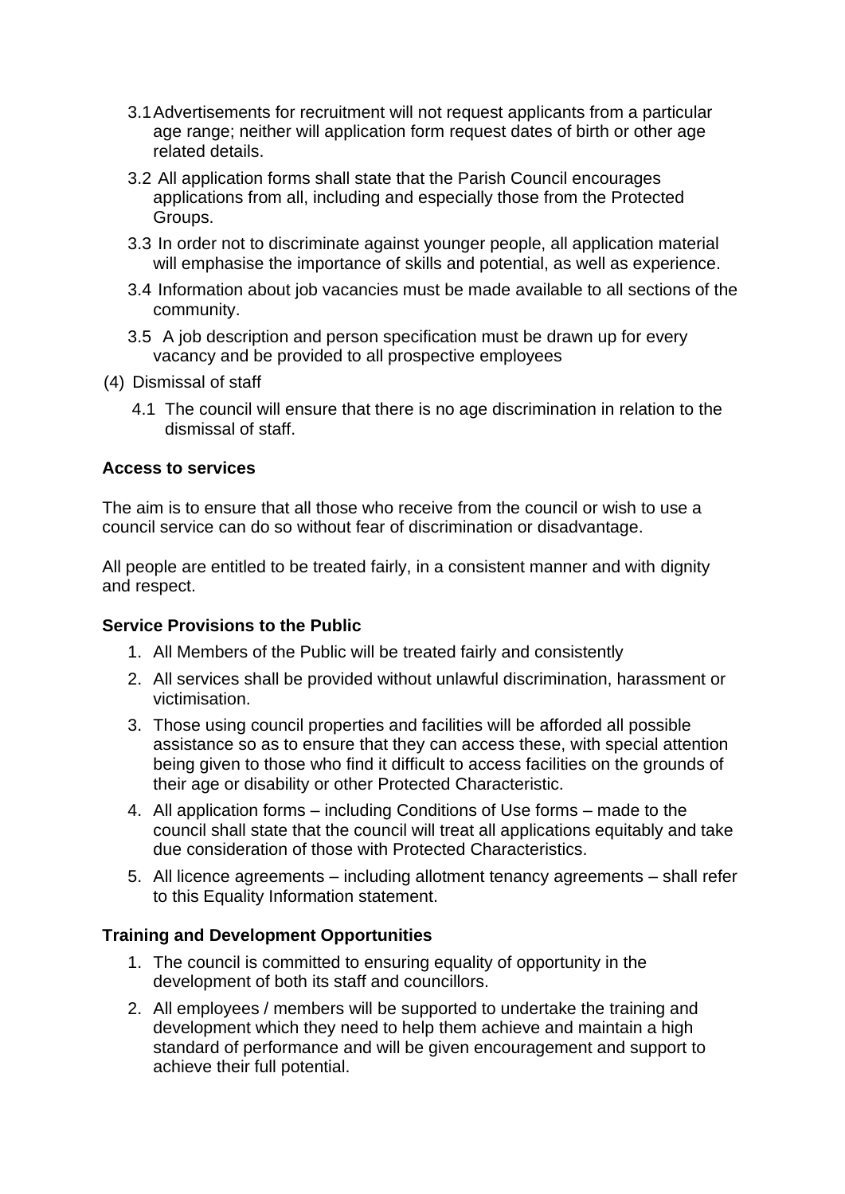3.1 Advertisements for recruitment will not request applicants from a particular age range; neither will application form request dates of birth or other age related details.

3.2 All application forms shall state that the Parish Council encourages applications from all, including and especially those from the Protected Groups.

3.3 In order not to discriminate against younger people, all application material will emphasise the importance of skills and potential, as well as experience.

3.4 Information about job vacancies must be made available to all sections of the community.

3.5 A job description and person specification must be drawn up for every vacancy and be provided to all prospective employees

(4) Dismissal of staff

4.1 The council will ensure that there is no age discrimination in relation to the dismissal of staff.

**Access to services**

The aim is to ensure that all those who receive from the council or wish to use a council service can do so without fear of discrimination or disadvantage.

All people are entitled to be treated fairly, in a consistent manner and with dignity and respect.

**Service Provisions to the Public**

1. All Members of the Public will be treated fairly and consistently
2. All services shall be provided without unlawful discrimination, harassment or victimisation.
3. Those using council properties and facilities will be afforded all possible assistance so as to ensure that they can access these, with special attention being given to those who find it difficult to access facilities on the grounds of their age or disability or other Protected Characteristic.
4. All application forms – including Conditions of Use forms – made to the council shall state that the council will treat all applications equitably and take due consideration of those with Protected Characteristics.
5. All licence agreements – including allotment tenancy agreements – shall refer to this Equality Information statement.

**Training and Development Opportunities**

1. The council is committed to ensuring equality of opportunity in the development of both its staff and councillors.
2. All employees / members will be supported to undertake the training and development which they need to help them achieve and maintain a high standard of performance and will be given encouragement and support to achieve their full potential.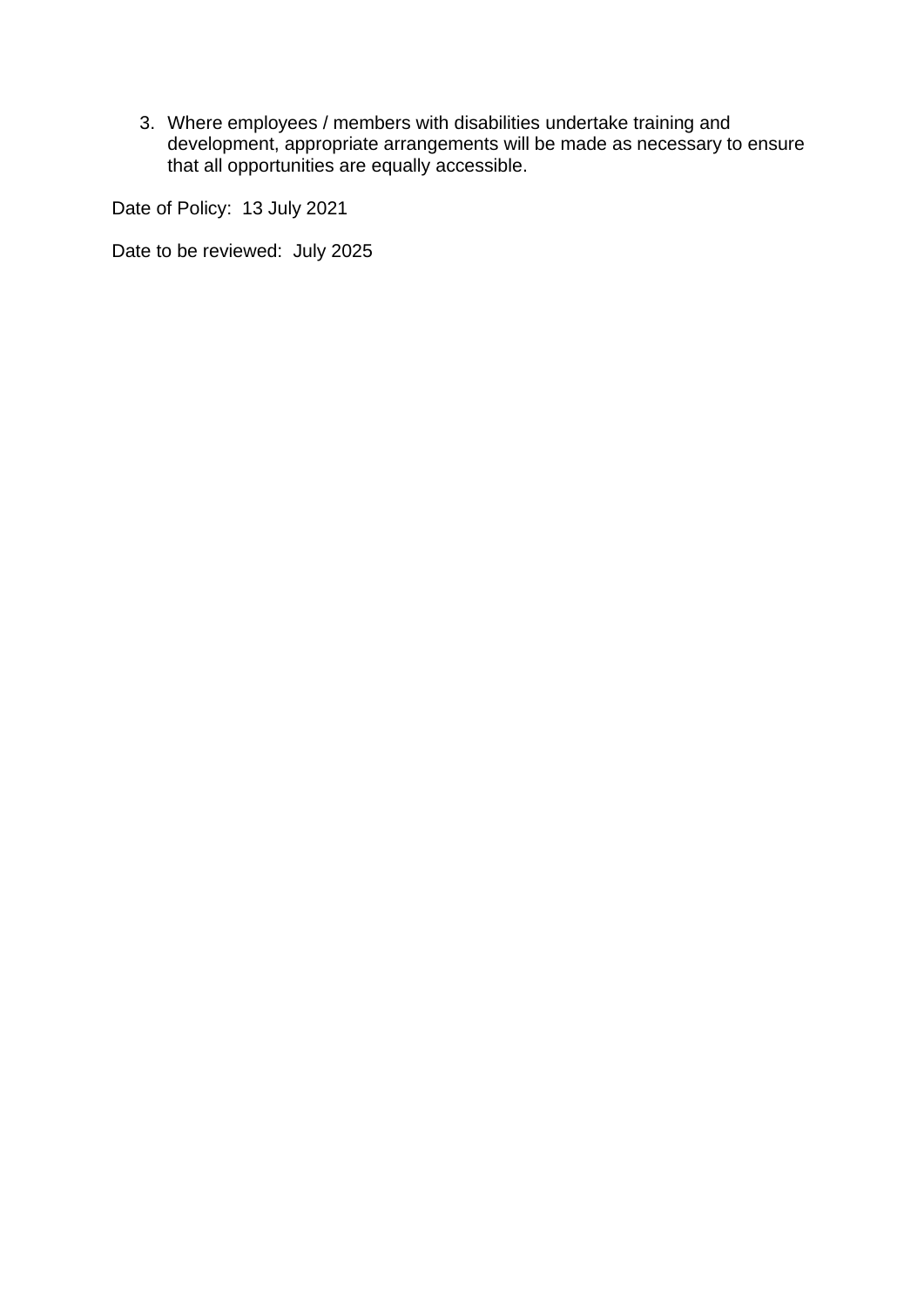3. Where employees / members with disabilities undertake training and development, appropriate arrangements will be made as necessary to ensure that all opportunities are equally accessible.

Date of Policy: 13 July 2021

Date to be reviewed: July 2025